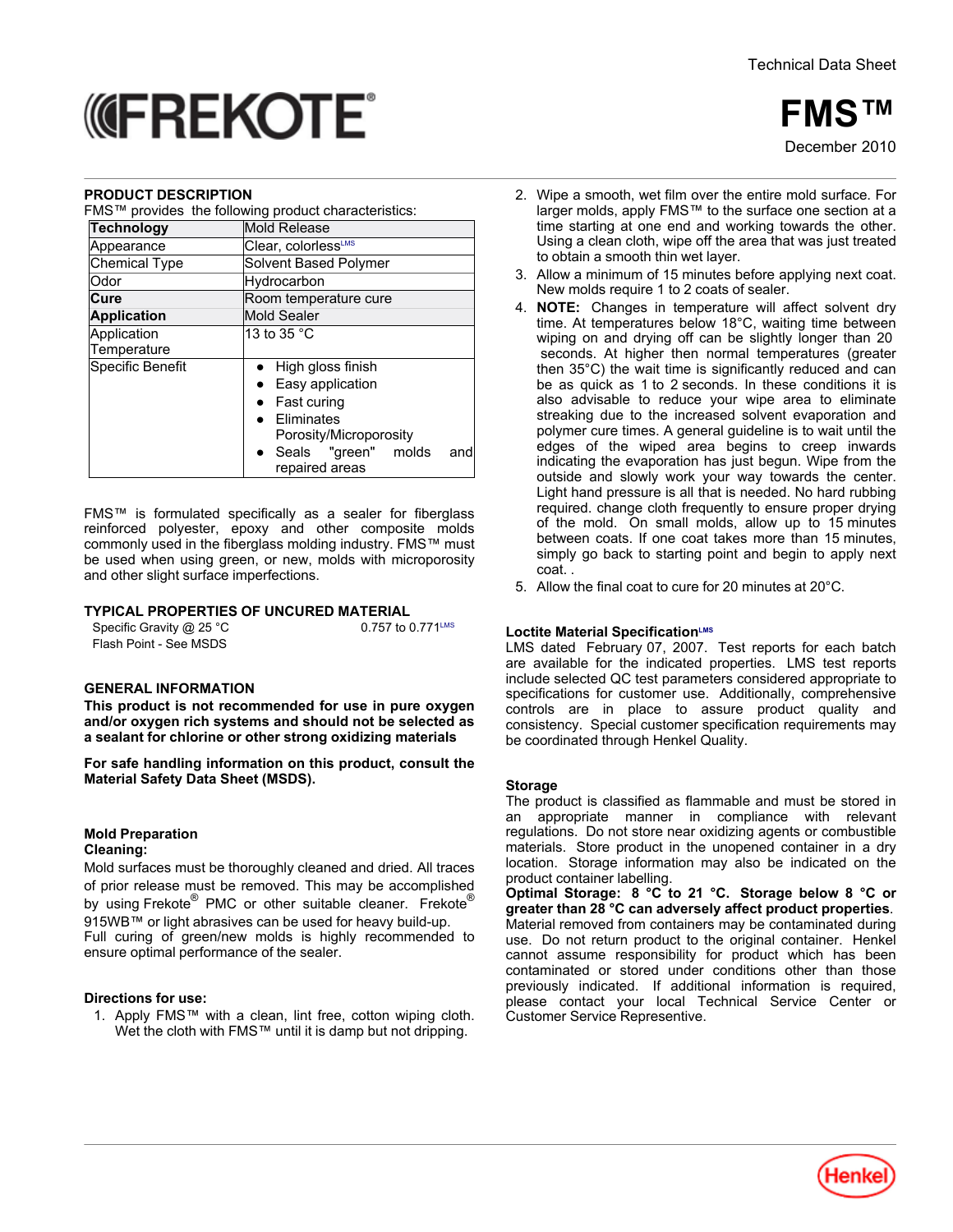Technical Data Sheet

# FREKOTE®

# FMS™

December 2010

## PRODUCT DESCRIPTION

FMS™ provides the following product characteristics:

| **Technology** | Mold Release |
|---|---|
| Appearance | Clear, colorless[LMS] |
| Chemical Type | Solvent Based Polymer |
| Odor | Hydrocarbon |
| **Cure** | Room temperature cure |
| **Application** | Mold Sealer |
| Application Temperature | 13 to 35 °C |
| Specific Benefit | • High gloss finish<br>• Easy application<br>• Fast curing<br>• Eliminates Porosity/Microporosity<br>• Seals "green" molds and repaired areas |

FMS™ is formulated specifically as a sealer for fiberglass reinforced polyester, epoxy and other composite molds commonly used in the fiberglass molding industry. FMS™ must be used when using green, or new, molds with microporosity and other slight surface imperfections.

## TYPICAL PROPERTIES OF UNCURED MATERIAL

| | |
|---|---|
| Specific Gravity @ 25 °C | 0.757 to 0.771[LMS] |
| Flash Point - See MSDS | |

## GENERAL INFORMATION

**This product is not recommended for use in pure oxygen and/or oxygen rich systems and should not be selected as a sealant for chlorine or other strong oxidizing materials**

**For safe handling information on this product, consult the Material Safety Data Sheet (MSDS).**

### Mold Preparation

**Cleaning:**

Mold surfaces must be thoroughly cleaned and dried. All traces of prior release must be removed. This may be accomplished by using Frekote® PMC or other suitable cleaner. Frekote® 915WB™ or light abrasives can be used for heavy build-up.
Full curing of green/new molds is highly recommended to ensure optimal performance of the sealer.

### Directions for use:

1. Apply FMS™ with a clean, lint free, cotton wiping cloth. Wet the cloth with FMS™ until it is damp but not dripping.
2. Wipe a smooth, wet film over the entire mold surface. For larger molds, apply FMS™ to the surface one section at a time starting at one end and working towards the other. Using a clean cloth, wipe off the area that was just treated to obtain a smooth thin wet layer.
3. Allow a minimum of 15 minutes before applying next coat. New molds require 1 to 2 coats of sealer.
4. **NOTE:** Changes in temperature will affect solvent dry time. At temperatures below 18°C, waiting time between wiping on and drying off can be slightly longer than 20 seconds. At higher then normal temperatures (greater then 35°C) the wait time is significantly reduced and can be as quick as 1 to 2 seconds. In these conditions it is also advisable to reduce your wipe area to eliminate streaking due to the increased solvent evaporation and polymer cure times. A general guideline is to wait until the edges of the wiped area begins to creep inwards indicating the evaporation has just begun. Wipe from the outside and slowly work your way towards the center. Light hand pressure is all that is needed. No hard rubbing required. change cloth frequently to ensure proper drying of the mold. On small molds, allow up to 15 minutes between coats. If one coat takes more than 15 minutes, simply go back to starting point and begin to apply next coat. .
5. Allow the final coat to cure for 20 minutes at 20°C.

### Loctite Material Specification[LMS]

LMS dated February 07, 2007. Test reports for each batch are available for the indicated properties. LMS test reports include selected QC test parameters considered appropriate to specifications for customer use. Additionally, comprehensive controls are in place to assure product quality and consistency. Special customer specification requirements may be coordinated through Henkel Quality.

### Storage

The product is classified as flammable and must be stored in an appropriate manner in compliance with relevant regulations. Do not store near oxidizing agents or combustible materials. Store product in the unopened container in a dry location. Storage information may also be indicated on the product container labelling.
**Optimal Storage: 8 °C to 21 °C. Storage below 8 °C or greater than 28 °C can adversely affect product properties**.
Material removed from containers may be contaminated during use. Do not return product to the original container. Henkel cannot assume responsibility for product which has been contaminated or stored under conditions other than those previously indicated. If additional information is required, please contact your local Technical Service Center or Customer Service Representative.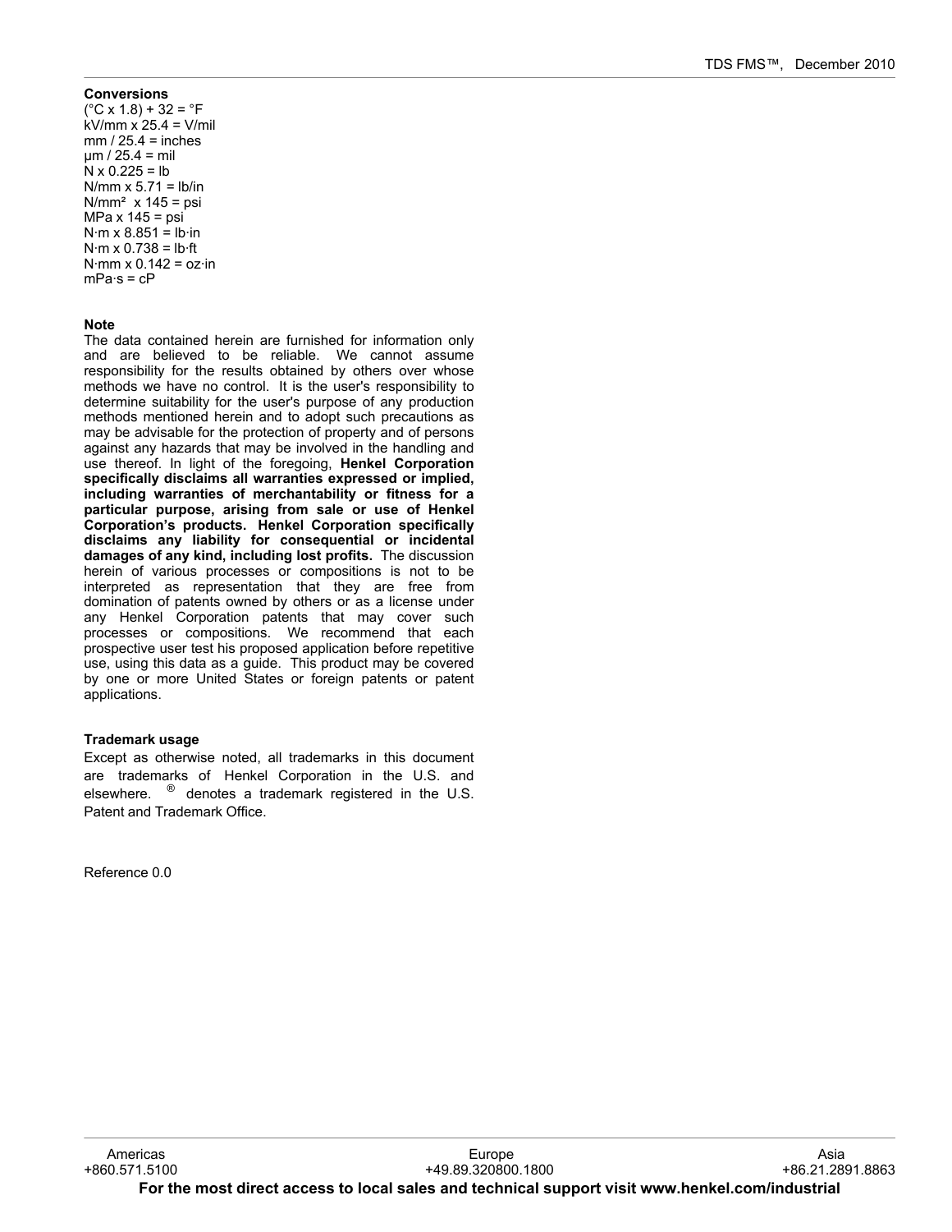**Conversions**

(°C x 1.8) + 32 = °F
kV/mm x 25.4 = V/mil
mm / 25.4 = inches
µm / 25.4 = mil
N x 0.225 = lb
N/mm x 5.71 = lb/in
N/mm² x 145 = psi
MPa x 145 = psi
N·m x 8.851 = lb·in
N·m x 0.738 = lb·ft
N·mm x 0.142 = oz·in
mPa·s = cP

**Note**

The data contained herein are furnished for information only and are believed to be reliable. We cannot assume responsibility for the results obtained by others over whose methods we have no control. It is the user's responsibility to determine suitability for the user's purpose of any production methods mentioned herein and to adopt such precautions as may be advisable for the protection of property and of persons against any hazards that may be involved in the handling and use thereof. In light of the foregoing, **Henkel Corporation specifically disclaims all warranties expressed or implied, including warranties of merchantability or fitness for a particular purpose, arising from sale or use of Henkel Corporation's products. Henkel Corporation specifically disclaims any liability for consequential or incidental damages of any kind, including lost profits.** The discussion herein of various processes or compositions is not to be interpreted as representation that they are free from domination of patents owned by others or as a license under any Henkel Corporation patents that may cover such processes or compositions. We recommend that each prospective user test his proposed application before repetitive use, using this data as a guide. This product may be covered by one or more United States or foreign patents or patent applications.

**Trademark usage**

Except as otherwise noted, all trademarks in this document are trademarks of Henkel Corporation in the U.S. and elsewhere. ® denotes a trademark registered in the U.S. Patent and Trademark Office.

Reference 0.0

Americas
+860.571.5100

Europe
+49.89.320800.1800

Asia
+86.21.2891.8863

**For the most direct access to local sales and technical support visit www.henkel.com/industrial**